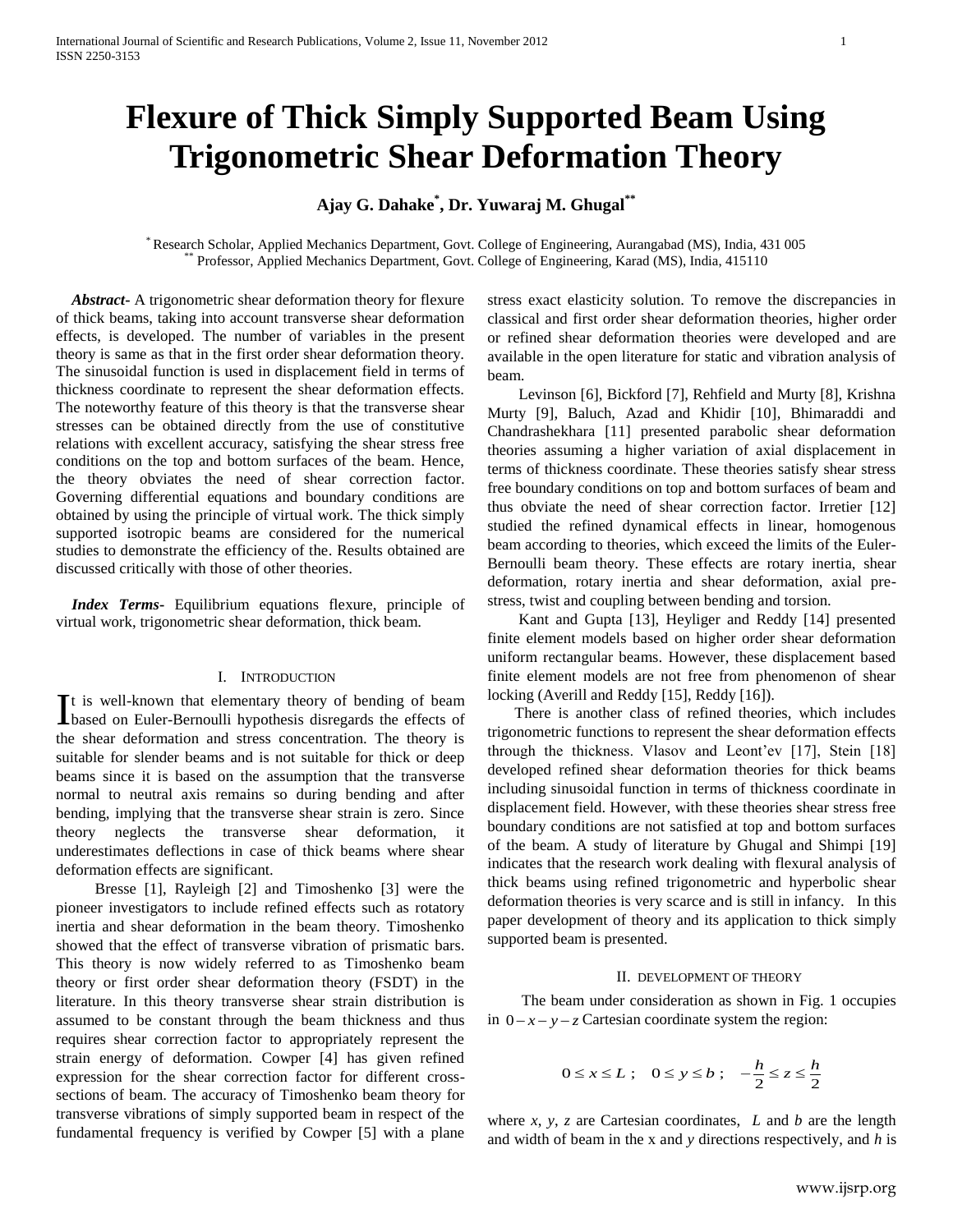# Flexure of Thick Simply Supported Beam Using Trigonometric Shear Deformation Theory

**Ajay G. Dahake[*], Dr. Yuwaraj M. Ghugal[**]**

[*] Research Scholar, Applied Mechanics Department, Govt. College of Engineering, Aurangabad (MS), India, 431 005
[**] Professor, Applied Mechanics Department, Govt. College of Engineering, Karad (MS), India, 415110

***Abstract***- A trigonometric shear deformation theory for flexure of thick beams, taking into account transverse shear deformation effects, is developed. The number of variables in the present theory is same as that in the first order shear deformation theory. The sinusoidal function is used in displacement field in terms of thickness coordinate to represent the shear deformation effects. The noteworthy feature of this theory is that the transverse shear stresses can be obtained directly from the use of constitutive relations with excellent accuracy, satisfying the shear stress free conditions on the top and bottom surfaces of the beam. Hence, the theory obviates the need of shear correction factor. Governing differential equations and boundary conditions are obtained by using the principle of virtual work. The thick simply supported isotropic beams are considered for the numerical studies to demonstrate the efficiency of the. Results obtained are discussed critically with those of other theories.

***Index Terms***- Equilibrium equations flexure, principle of virtual work, trigonometric shear deformation, thick beam.

## I. Introduction

It is well-known that elementary theory of bending of beam based on Euler-Bernoulli hypothesis disregards the effects of the shear deformation and stress concentration. The theory is suitable for slender beams and is not suitable for thick or deep beams since it is based on the assumption that the transverse normal to neutral axis remains so during bending and after bending, implying that the transverse shear strain is zero. Since theory neglects the transverse shear deformation, it underestimates deflections in case of thick beams where shear deformation effects are significant.

Bresse [1], Rayleigh [2] and Timoshenko [3] were the pioneer investigators to include refined effects such as rotatory inertia and shear deformation in the beam theory. Timoshenko showed that the effect of transverse vibration of prismatic bars. This theory is now widely referred to as Timoshenko beam theory or first order shear deformation theory (FSDT) in the literature. In this theory transverse shear strain distribution is assumed to be constant through the beam thickness and thus requires shear correction factor to appropriately represent the strain energy of deformation. Cowper [4] has given refined expression for the shear correction factor for different cross-sections of beam. The accuracy of Timoshenko beam theory for transverse vibrations of simply supported beam in respect of the fundamental frequency is verified by Cowper [5] with a plane stress exact elasticity solution. To remove the discrepancies in classical and first order shear deformation theories, higher order or refined shear deformation theories were developed and are available in the open literature for static and vibration analysis of beam.

Levinson [6], Bickford [7], Rehfield and Murty [8], Krishna Murty [9], Baluch, Azad and Khidir [10], Bhimaraddi and Chandrashekhara [11] presented parabolic shear deformation theories assuming a higher variation of axial displacement in terms of thickness coordinate. These theories satisfy shear stress free boundary conditions on top and bottom surfaces of beam and thus obviate the need of shear correction factor. Irretier [12] studied the refined dynamical effects in linear, homogenous beam according to theories, which exceed the limits of the Euler-Bernoulli beam theory. These effects are rotary inertia, shear deformation, rotary inertia and shear deformation, axial pre-stress, twist and coupling between bending and torsion.

Kant and Gupta [13], Heyliger and Reddy [14] presented finite element models based on higher order shear deformation uniform rectangular beams. However, these displacement based finite element models are not free from phenomenon of shear locking (Averill and Reddy [15], Reddy [16]).

There is another class of refined theories, which includes trigonometric functions to represent the shear deformation effects through the thickness. Vlasov and Leont'ev [17], Stein [18] developed refined shear deformation theories for thick beams including sinusoidal function in terms of thickness coordinate in displacement field. However, with these theories shear stress free boundary conditions are not satisfied at top and bottom surfaces of the beam. A study of literature by Ghugal and Shimpi [19] indicates that the research work dealing with flexural analysis of thick beams using refined trigonometric and hyperbolic shear deformation theories is very scarce and is still in infancy. In this paper development of theory and its application to thick simply supported beam is presented.

## II. Development of Theory

The beam under consideration as shown in Fig. 1 occupies in $0-x-y-z$ Cartesian coordinate system the region:

$$0 \le x \le L\,; \quad 0 \le y \le b\,; \quad -\frac{h}{2} \le z \le \frac{h}{2}$$

where *x*, *y*, *z* are Cartesian coordinates, *L* and *b* are the length and width of beam in the x and *y* directions respectively, and *h* is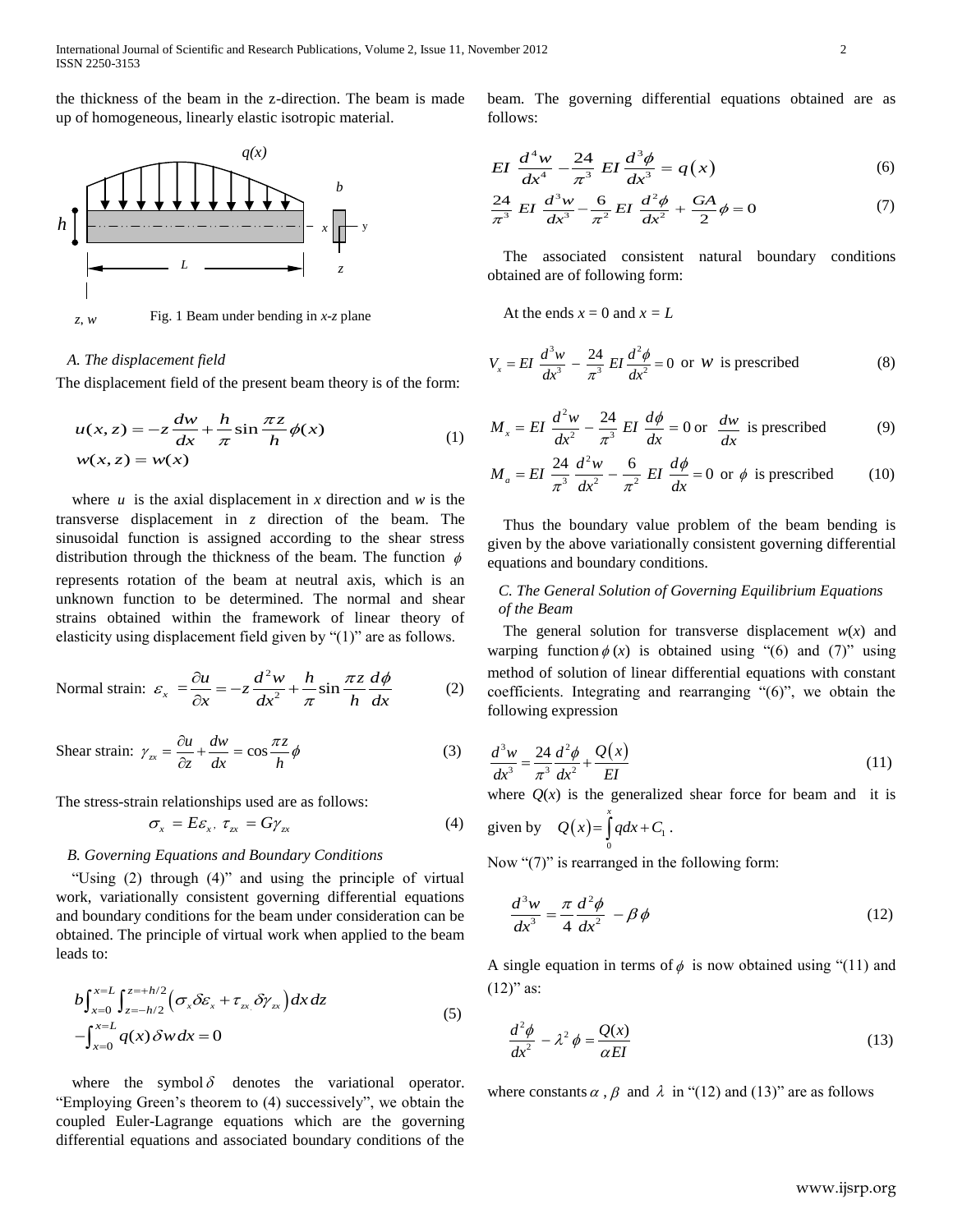the thickness of the beam in the z-direction. The beam is made up of homogeneous, linearly elastic isotropic material.

Fig. 1 Beam under bending in *x-z* plane

### A. The displacement field

The displacement field of the present beam theory is of the form:

$$u(x,z) = -z\frac{dw}{dx} + \frac{h}{\pi}\sin\frac{\pi z}{h}\phi(x)$$
$$w(x,z) = w(x) \tag{1}$$

where $u$ is the axial displacement in $x$ direction and $w$ is the transverse displacement in $z$ direction of the beam. The sinusoidal function is assigned according to the shear stress distribution through the thickness of the beam. The function $\phi$ represents rotation of the beam at neutral axis, which is an unknown function to be determined. The normal and shear strains obtained within the framework of linear theory of elasticity using displacement field given by "(1)" are as follows.

Normal strain: $$\varepsilon_x = \frac{\partial u}{\partial x} = -z\frac{d^2 w}{dx^2} + \frac{h}{\pi}\sin\frac{\pi z}{h}\frac{d\phi}{dx} \tag{2}$$

Shear strain: $$\gamma_{zx} = \frac{\partial u}{\partial z} + \frac{dw}{dx} = \cos\frac{\pi z}{h}\phi \tag{3}$$

The stress-strain relationships used are as follows:

$$\sigma_x = E\varepsilon_x,\ \tau_{zx} = G\gamma_{zx} \tag{4}$$

### B. Governing Equations and Boundary Conditions

"Using (2) through (4)" and using the principle of virtual work, variationally consistent governing differential equations and boundary conditions for the beam under consideration can be obtained. The principle of virtual work when applied to the beam leads to:

$$b\int_{x=0}^{x=L}\int_{z=-h/2}^{z=+h/2}\left(\sigma_x\delta\varepsilon_x + \tau_{zx}\delta\gamma_{zx}\right)dx\,dz - \int_{x=0}^{x=L} q(x)\,\delta w\,dx = 0 \tag{5}$$

where the symbol $\delta$ denotes the variational operator. "Employing Green's theorem to (4) successively", we obtain the coupled Euler-Lagrange equations which are the governing differential equations and associated boundary conditions of the beam. The governing differential equations obtained are as follows:

$$EI\,\frac{d^4 w}{dx^4} - \frac{24}{\pi^3}\,EI\,\frac{d^3\phi}{dx^3} = q(x) \tag{6}$$

$$\frac{24}{\pi^3}\,EI\,\frac{d^3 w}{dx^3} - \frac{6}{\pi^2}EI\,\frac{d^2\phi}{dx^2} + \frac{GA}{2}\phi = 0 \tag{7}$$

The associated consistent natural boundary conditions obtained are of following form:

At the ends $x = 0$ and $x = L$

$$V_x = EI\,\frac{d^3 w}{dx^3} - \frac{24}{\pi^3}\,EI\frac{d^2\phi}{dx^2} = 0 \text{ or } w \text{ is prescribed} \tag{8}$$

$$M_x = EI\,\frac{d^2 w}{dx^2} - \frac{24}{\pi^3}\,EI\,\frac{d\phi}{dx} = 0 \text{ or } \frac{dw}{dx} \text{ is prescribed} \tag{9}$$

$$M_a = EI\,\frac{24}{\pi^3}\,\frac{d^2 w}{dx^2} - \frac{6}{\pi^2}\,EI\,\frac{d\phi}{dx} = 0 \text{ or } \phi \text{ is prescribed} \tag{10}$$

Thus the boundary value problem of the beam bending is given by the above variationally consistent governing differential equations and boundary conditions.

### C. The General Solution of Governing Equilibrium Equations of the Beam

The general solution for transverse displacement $w(x)$ and warping function $\phi(x)$ is obtained using "(6) and (7)" using method of solution of linear differential equations with constant coefficients. Integrating and rearranging "(6)", we obtain the following expression

$$\frac{d^3 w}{dx^3} = \frac{24}{\pi^3}\frac{d^2\phi}{dx^2} + \frac{Q(x)}{EI} \tag{11}$$

where $Q(x)$ is the generalized shear force for beam and it is given by $Q(x) = \int_0^x q\,dx + C_1$.

Now "(7)" is rearranged in the following form:

$$\frac{d^3 w}{dx^3} = \frac{\pi}{4}\frac{d^2\phi}{dx^2} - \beta\phi \tag{12}$$

A single equation in terms of $\phi$ is now obtained using "(11) and (12)" as:

$$\frac{d^2\phi}{dx^2} - \lambda^2\phi = \frac{Q(x)}{\alpha EI} \tag{13}$$

where constants $\alpha$, $\beta$ and $\lambda$ in "(12) and (13)" are as follows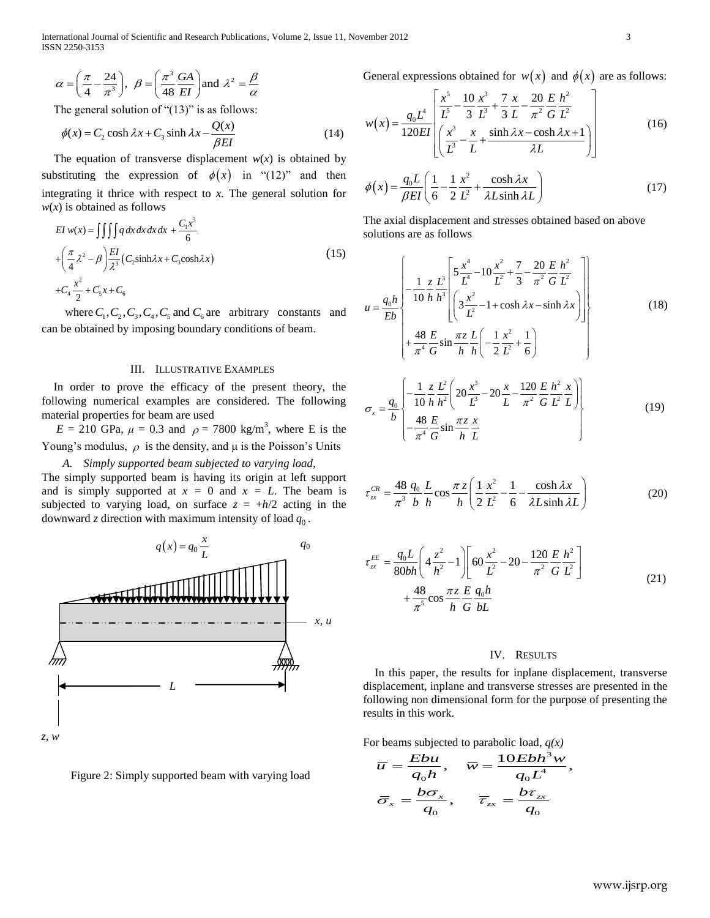$$\alpha = \left(\frac{\pi}{4} - \frac{24}{\pi^3}\right),\ \beta = \left(\frac{\pi^3}{48}\frac{GA}{EI}\right) \text{and } \lambda^2 = \frac{\beta}{\alpha}$$

The general solution of "(13)" is as follows:

$$\phi(x) = C_2 \cosh \lambda x + C_3 \sinh \lambda x - \frac{Q(x)}{\beta EI} \tag{14}$$

The equation of transverse displacement $w(x)$ is obtained by substituting the expression of $\phi(x)$ in "(12)" and then integrating it thrice with respect to $x$. The general solution for $w(x)$ is obtained as follows

$$\begin{aligned} EI\, w(x) &= \iiiint q\, dx\, dx\, dx\, dx + \frac{C_1 x^3}{6} \\ &+ \left(\frac{\pi}{4}\lambda^2 - \beta\right)\frac{EI}{\lambda^3}\left(C_2 \sinh\lambda x + C_3 \cosh \lambda x\right) \\ &+ C_4 \frac{x^2}{2} + C_5 x + C_6 \end{aligned} \tag{15}$$

where $C_1, C_2, C_3, C_4, C_5$ and $C_6$ are arbitrary constants and can be obtained by imposing boundary conditions of beam.

## III. Illustrative Examples

In order to prove the efficacy of the present theory, the following numerical examples are considered. The following material properties for beam are used

$E$ = 210 GPa, $\mu$ = 0.3 and $\rho$ = 7800 kg/m$^3$, where E is the Young's modulus, $\rho$ is the density, and μ is the Poisson's Units

### *A. Simply supported beam subjected to varying load,*

The simply supported beam is having its origin at left support and is simply supported at $x = 0$ and $x = L$. The beam is subjected to varying load, on surface $z = +h/2$ acting in the downward $z$ direction with maximum intensity of load $q_0$.

Figure 2: Simply supported beam with varying load

General expressions obtained for $w(x)$ and $\phi(x)$ are as follows:

$$w(x) = \frac{q_0 L^4}{120 EI}\left[\begin{gathered} \frac{x^5}{L^5} - \frac{10}{3}\frac{x^3}{L^3} + \frac{7}{3}\frac{x}{L} - \frac{20}{\pi^2}\frac{E}{G}\frac{h^2}{L^2} \\ \left(\frac{x^3}{L^3} - \frac{x}{L} + \frac{\sinh\lambda x - \cosh\lambda x + 1}{\lambda L}\right)\end{gathered}\right] \tag{16}$$

$$\phi(x) = \frac{q_0 L}{\beta EI}\left(\frac{1}{6} - \frac{1}{2}\frac{x^2}{L^2} + \frac{\cosh\lambda x}{\lambda L \sinh \lambda L}\right) \tag{17}$$

The axial displacement and stresses obtained based on above solutions are as follows

$$u = \frac{q_0 h}{Eb}\left\{\begin{gathered} -\frac{1}{10}\frac{z}{h}\frac{L^3}{h^3}\left[\begin{gathered} 5\frac{x^4}{L^4} - 10\frac{x^2}{L^2} + \frac{7}{3} - \frac{20}{\pi^2}\frac{E}{G}\frac{h^2}{L^2} \\ \left(3\frac{x^2}{L^2} - 1 + \cosh\lambda x - \sinh\lambda x\right)\end{gathered}\right] \\ + \frac{48}{\pi^4}\frac{E}{G}\sin\frac{\pi z}{h}\frac{L}{h}\left(-\frac{1}{2}\frac{x^2}{L^2} + \frac{1}{6}\right)\end{gathered}\right\} \tag{18}$$

$$\sigma_x = \frac{q_0}{b}\left\{\begin{gathered} -\frac{1}{10}\frac{z}{h}\frac{L^2}{h^2}\left(20\frac{x^3}{L^3} - 20\frac{x}{L} - \frac{120}{\pi^2}\frac{E}{G}\frac{h^2}{L^2}\frac{x}{L}\right) \\ -\frac{48}{\pi^4}\frac{E}{G}\sin\frac{\pi z}{h}\frac{x}{L}\end{gathered}\right\} \tag{19}$$

$$\tau_{zx}^{CR} = \frac{48}{\pi^3}\frac{q_0}{b}\frac{L}{h}\cos\frac{\pi z}{h}\left(\frac{1}{2}\frac{x^2}{L^2} - \frac{1}{6} - \frac{\cosh\lambda x}{\lambda L \sinh\lambda L}\right) \tag{20}$$

$$\begin{aligned}\tau_{zx}^{EE} &= \frac{q_0 L}{80bh}\left(4\frac{z^2}{h^2} - 1\right)\left[60\frac{x^2}{L^2} - 20 - \frac{120}{\pi^2}\frac{E}{G}\frac{h^2}{L^2}\right] \\ &+ \frac{48}{\pi^5}\cos\frac{\pi z}{h}\frac{E}{G}\frac{q_0 h}{bL}\end{aligned} \tag{21}$$

## IV. Results

In this paper, the results for inplane displacement, transverse displacement, inplane and transverse stresses are presented in the following non dimensional form for the purpose of presenting the results in this work.

For beams subjected to parabolic load, *q(x)*

$$\bar{u} = \frac{Ebu}{q_0 h}, \quad \bar{w} = \frac{10 Ebh^3 w}{q_0 L^4},$$

$$\bar{\sigma}_x = \frac{b\sigma_x}{q_0}, \quad \bar{\tau}_{zx} = \frac{b\tau_{zx}}{q_0}$$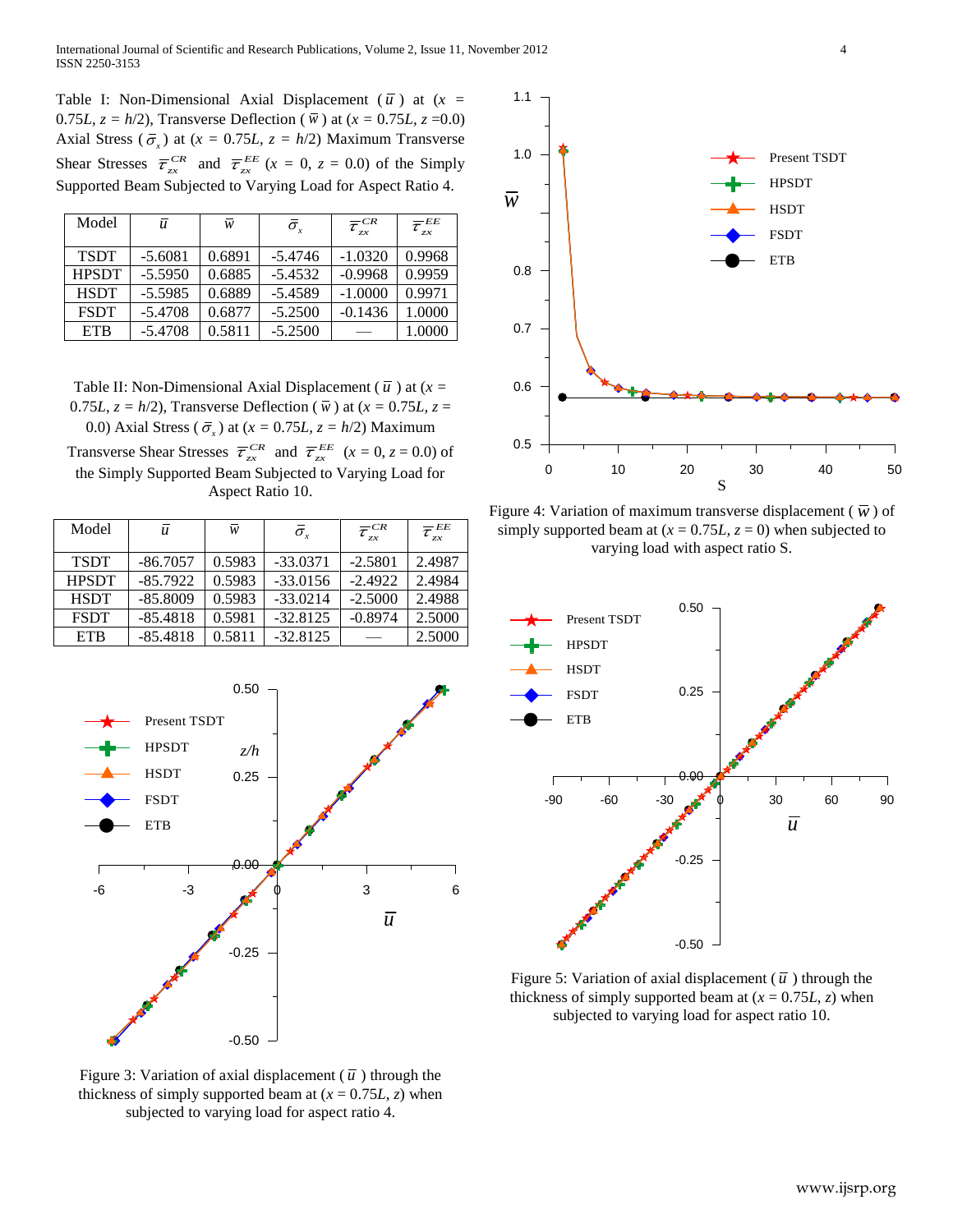Table I: Non-Dimensional Axial Displacement ($\bar{u}$) at ($x$ = 0.75$L$, $z$ = $h$/2), Transverse Deflection ($\bar{w}$) at ($x$ = 0.75$L$, $z$ =0.0) Axial Stress ($\bar{\sigma}_x$) at ($x$ = 0.75$L$, $z$ = $h$/2) Maximum Transverse Shear Stresses $\bar{\tau}_{zx}^{CR}$ and $\bar{\tau}_{zx}^{EE}$ ($x$ = 0, $z$ = 0.0) of the Simply Supported Beam Subjected to Varying Load for Aspect Ratio 4.

| Model | $\bar{u}$ | $\bar{w}$ | $\bar{\sigma}_x$ | $\bar{\tau}_{zx}^{CR}$ | $\bar{\tau}_{zx}^{EE}$ |
|---|---|---|---|---|---|
| TSDT | -5.6081 | 0.6891 | -5.4746 | -1.0320 | 0.9968 |
| HPSDT | -5.5950 | 0.6885 | -5.4532 | -0.9968 | 0.9959 |
| HSDT | -5.5985 | 0.6889 | -5.4589 | -1.0000 | 0.9971 |
| FSDT | -5.4708 | 0.6877 | -5.2500 | -0.1436 | 1.0000 |
| ETB | -5.4708 | 0.5811 | -5.2500 | — | 1.0000 |

Table II: Non-Dimensional Axial Displacement ($\bar{u}$) at ($x$ = 0.75$L$, $z$ = $h$/2), Transverse Deflection ($\bar{w}$) at ($x$ = 0.75$L$, $z$ = 0.0) Axial Stress ($\bar{\sigma}_x$) at ($x$ = 0.75$L$, $z$ = $h$/2) Maximum Transverse Shear Stresses $\bar{\tau}_{zx}^{CR}$ and $\bar{\tau}_{zx}^{EE}$ ($x$ = 0, $z$ = 0.0) of the Simply Supported Beam Subjected to Varying Load for Aspect Ratio 10.

| Model | $\bar{u}$ | $\bar{w}$ | $\bar{\sigma}_x$ | $\bar{\tau}_{zx}^{CR}$ | $\bar{\tau}_{zx}^{EE}$ |
|---|---|---|---|---|---|
| TSDT | -86.7057 | 0.5983 | -33.0371 | -2.5801 | 2.4987 |
| HPSDT | -85.7922 | 0.5983 | -33.0156 | -2.4922 | 2.4984 |
| HSDT | -85.8009 | 0.5983 | -33.0214 | -2.5000 | 2.4988 |
| FSDT | -85.4818 | 0.5981 | -32.8125 | -0.8974 | 2.5000 |
| ETB | -85.4818 | 0.5811 | -32.8125 | — | 2.5000 |

Figure 3: Variation of axial displacement ($\bar{u}$) through the thickness of simply supported beam at ($x$ = 0.75$L$, $z$) when subjected to varying load for aspect ratio 4.

Figure 4: Variation of maximum transverse displacement ($\bar{w}$) of simply supported beam at ($x$ = 0.75$L$, $z$ = 0) when subjected to varying load with aspect ratio S.

Figure 5: Variation of axial displacement ($\bar{u}$) through the thickness of simply supported beam at ($x$ = 0.75$L$, $z$) when subjected to varying load for aspect ratio 10.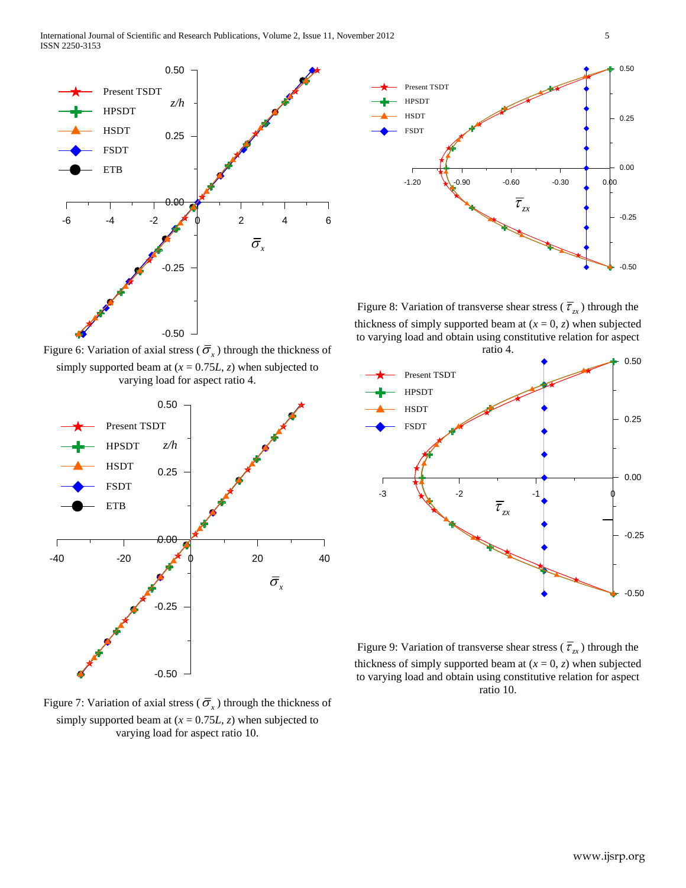Figure 6: Variation of axial stress ( $\bar{\sigma}_x$ ) through the thickness of simply supported beam at ($x$ = 0.75$L$, $z$) when subjected to varying load for aspect ratio 4.

Figure 7: Variation of axial stress ( $\bar{\sigma}_x$ ) through the thickness of simply supported beam at ($x$ = 0.75$L$, $z$) when subjected to varying load for aspect ratio 10.

Figure 8: Variation of transverse shear stress ( $\bar{\tau}_{zx}$ ) through the thickness of simply supported beam at ($x$ = 0, $z$) when subjected to varying load and obtain using constitutive relation for aspect ratio 4.

Figure 9: Variation of transverse shear stress ( $\bar{\tau}_{zx}$ ) through the thickness of simply supported beam at ($x$ = 0, $z$) when subjected to varying load and obtain using constitutive relation for aspect ratio 10.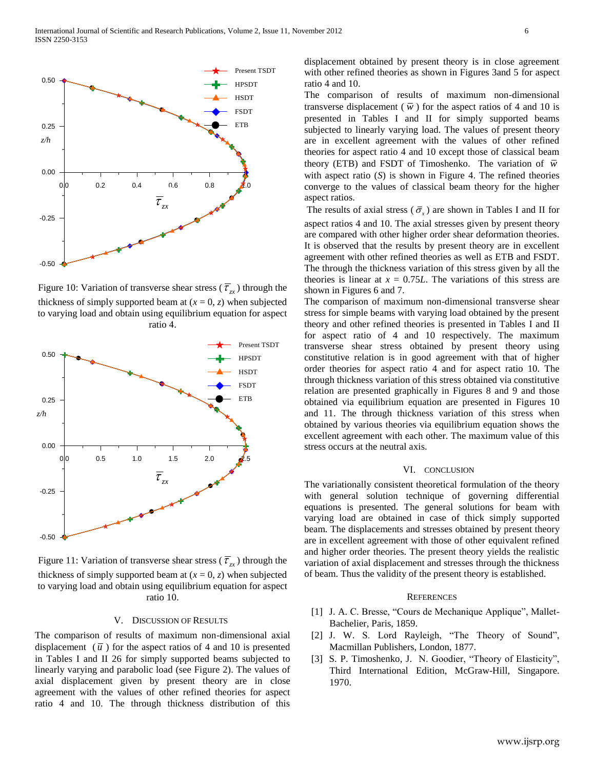Figure 10: Variation of transverse shear stress ( $\bar{\tau}_{zx}$ ) through the thickness of simply supported beam at ($x$ = 0, $z$) when subjected to varying load and obtain using equilibrium equation for aspect ratio 4.

Figure 11: Variation of transverse shear stress ( $\bar{\tau}_{zx}$ ) through the thickness of simply supported beam at ($x$ = 0, $z$) when subjected to varying load and obtain using equilibrium equation for aspect ratio 10.

## V. Discussion of Results

The comparison of results of maximum non-dimensional axial displacement ( $\bar{u}$ ) for the aspect ratios of 4 and 10 is presented in Tables I and II 26 for simply supported beams subjected to linearly varying and parabolic load (see Figure 2). The values of axial displacement given by present theory are in close agreement with the values of other refined theories for aspect ratio 4 and 10. The through thickness distribution of this displacement obtained by present theory is in close agreement with other refined theories as shown in Figures 3and 5 for aspect ratio 4 and 10.

The comparison of results of maximum non-dimensional transverse displacement ( $\bar{w}$ ) for the aspect ratios of 4 and 10 is presented in Tables I and II for simply supported beams subjected to linearly varying load. The values of present theory are in excellent agreement with the values of other refined theories for aspect ratio 4 and 10 except those of classical beam theory (ETB) and FSDT of Timoshenko. The variation of $\bar{w}$ with aspect ratio ($S$) is shown in Figure 4. The refined theories converge to the values of classical beam theory for the higher aspect ratios.

The results of axial stress ( $\bar{\sigma}_x$ ) are shown in Tables I and II for aspect ratios 4 and 10. The axial stresses given by present theory are compared with other higher order shear deformation theories. It is observed that the results by present theory are in excellent agreement with other refined theories as well as ETB and FSDT. The through the thickness variation of this stress given by all the theories is linear at $x$ = 0.75$L$. The variations of this stress are shown in Figures 6 and 7.

The comparison of maximum non-dimensional transverse shear stress for simple beams with varying load obtained by the present theory and other refined theories is presented in Tables I and II for aspect ratio of 4 and 10 respectively. The maximum transverse shear stress obtained by present theory using constitutive relation is in good agreement with that of higher order theories for aspect ratio 4 and for aspect ratio 10. The through thickness variation of this stress obtained via constitutive relation are presented graphically in Figures 8 and 9 and those obtained via equilibrium equation are presented in Figures 10 and 11. The through thickness variation of this stress when obtained by various theories via equilibrium equation shows the excellent agreement with each other. The maximum value of this stress occurs at the neutral axis.

## VI. Conclusion

The variationally consistent theoretical formulation of the theory with general solution technique of governing differential equations is presented. The general solutions for beam with varying load are obtained in case of thick simply supported beam. The displacements and stresses obtained by present theory are in excellent agreement with those of other equivalent refined and higher order theories. The present theory yields the realistic variation of axial displacement and stresses through the thickness of beam. Thus the validity of the present theory is established.

## References

[1] J. A. C. Bresse, "Cours de Mechanique Applique", Mallet-Bachelier, Paris, 1859.

[2] J. W. S. Lord Rayleigh, "The Theory of Sound", Macmillan Publishers, London, 1877.

[3] S. P. Timoshenko, J. N. Goodier, "Theory of Elasticity", Third International Edition, McGraw-Hill, Singapore. 1970.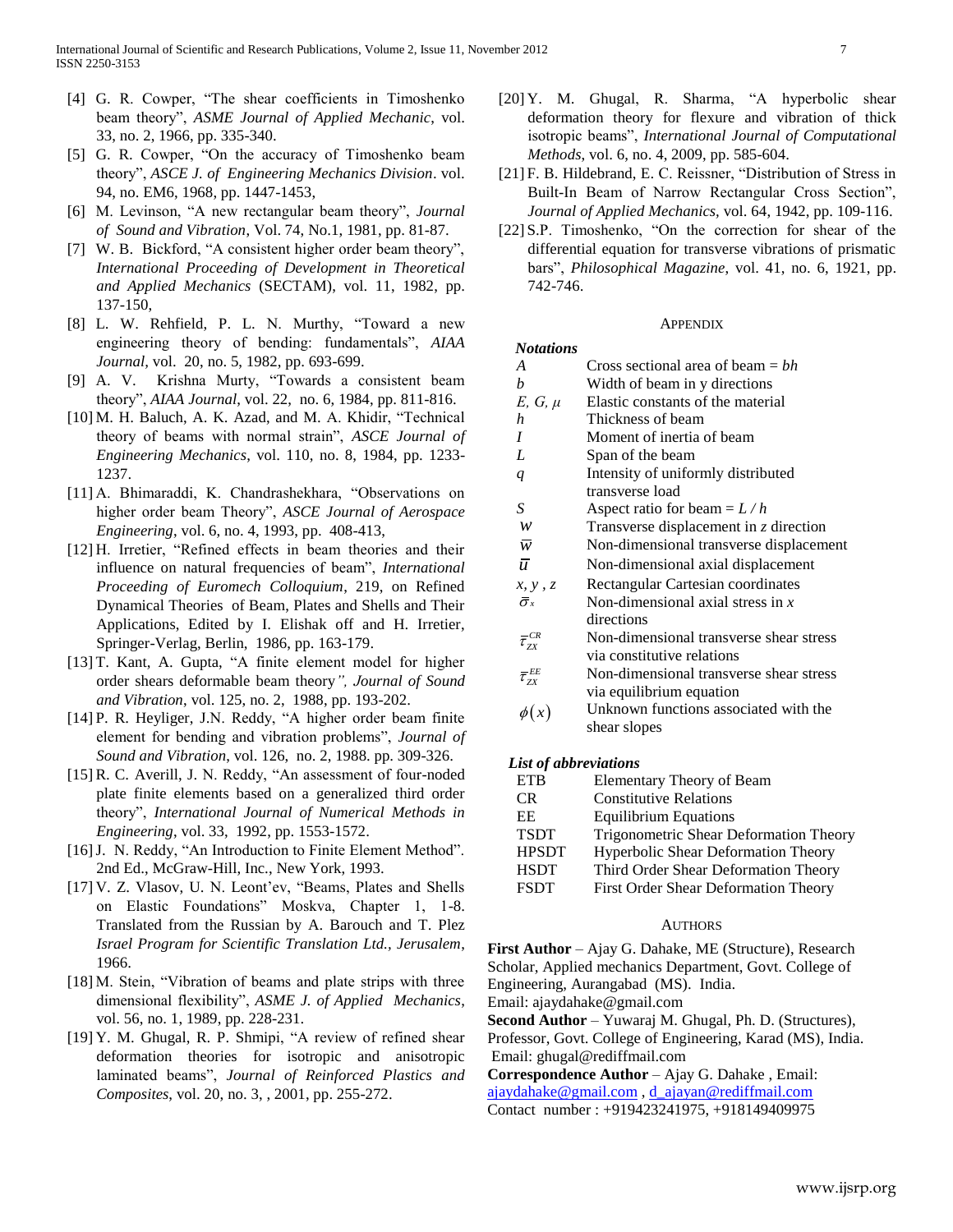[4] G. R. Cowper, "The shear coefficients in Timoshenko beam theory", *ASME Journal of Applied Mechanic*, vol. 33, no. 2, 1966, pp. 335-340.

[5] G. R. Cowper, "On the accuracy of Timoshenko beam theory", *ASCE J. of Engineering Mechanics Division*. vol. 94, no. EM6, 1968, pp. 1447-1453,

[6] M. Levinson, "A new rectangular beam theory", *Journal of Sound and Vibration*, Vol. 74, No.1, 1981, pp. 81-87.

[7] W. B. Bickford, "A consistent higher order beam theory", *International Proceeding of Development in Theoretical and Applied Mechanics* (SECTAM), vol. 11, 1982, pp. 137-150,

[8] L. W. Rehfield, P. L. N. Murthy, "Toward a new engineering theory of bending: fundamentals", *AIAA Journal*, vol. 20, no. 5, 1982, pp. 693-699.

[9] A. V. Krishna Murty, "Towards a consistent beam theory", *AIAA Journal*, vol. 22, no. 6, 1984, pp. 811-816.

[10] M. H. Baluch, A. K. Azad, and M. A. Khidir, "Technical theory of beams with normal strain", *ASCE Journal of Engineering Mechanics*, vol. 110, no. 8, 1984, pp. 1233-1237.

[11] A. Bhimaraddi, K. Chandrashekhara, "Observations on higher order beam Theory", *ASCE Journal of Aerospace Engineering*, vol. 6, no. 4, 1993, pp. 408-413,

[12] H. Irretier, "Refined effects in beam theories and their influence on natural frequencies of beam", *International Proceeding of Euromech Colloquium*, 219, on Refined Dynamical Theories of Beam, Plates and Shells and Their Applications, Edited by I. Elishak off and H. Irretier, Springer-Verlag, Berlin, 1986, pp. 163-179.

[13] T. Kant, A. Gupta, "A finite element model for higher order shears deformable beam theory", *Journal of Sound and Vibration*, vol. 125, no. 2, 1988, pp. 193-202.

[14] P. R. Heyliger, J.N. Reddy, "A higher order beam finite element for bending and vibration problems", *Journal of Sound and Vibration*, vol. 126, no. 2, 1988. pp. 309-326.

[15] R. C. Averill, J. N. Reddy, "An assessment of four-noded plate finite elements based on a generalized third order theory", *International Journal of Numerical Methods in Engineering*, vol. 33, 1992, pp. 1553-1572.

[16] J. N. Reddy, "An Introduction to Finite Element Method". 2nd Ed., McGraw-Hill, Inc., New York, 1993.

[17] V. Z. Vlasov, U. N. Leont'ev, "Beams, Plates and Shells on Elastic Foundations" Moskva, Chapter 1, 1-8. Translated from the Russian by A. Barouch and T. Plez *Israel Program for Scientific Translation Ltd., Jerusalem*, 1966.

[18] M. Stein, "Vibration of beams and plate strips with three dimensional flexibility", *ASME J. of Applied Mechanics*, vol. 56, no. 1, 1989, pp. 228-231.

[19] Y. M. Ghugal, R. P. Shmipi, "A review of refined shear deformation theories for isotropic and anisotropic laminated beams", *Journal of Reinforced Plastics and Composites*, vol. 20, no. 3, , 2001, pp. 255-272.

[20] Y. M. Ghugal, R. Sharma, "A hyperbolic shear deformation theory for flexure and vibration of thick isotropic beams", *International Journal of Computational Methods*, vol. 6, no. 4, 2009, pp. 585-604.

[21] F. B. Hildebrand, E. C. Reissner, "Distribution of Stress in Built-In Beam of Narrow Rectangular Cross Section", *Journal of Applied Mechanics*, vol. 64, 1942, pp. 109-116.

[22] S.P. Timoshenko, "On the correction for shear of the differential equation for transverse vibrations of prismatic bars", *Philosophical Magazine*, vol. 41, no. 6, 1921, pp. 742-746.

## APPENDIX

***Notations***

| | |
|---|---|
| $A$ | Cross sectional area of beam = $bh$ |
| $b$ | Width of beam in y directions |
| $E, G, \mu$ | Elastic constants of the material |
| $h$ | Thickness of beam |
| $I$ | Moment of inertia of beam |
| $L$ | Span of the beam |
| $q$ | Intensity of uniformly distributed transverse load |
| $S$ | Aspect ratio for beam = $L / h$ |
| $w$ | Transverse displacement in $z$ direction |
| $\bar{w}$ | Non-dimensional transverse displacement |
| $\bar{u}$ | Non-dimensional axial displacement |
| $x, y, z$ | Rectangular Cartesian coordinates |
| $\bar{\sigma}_x$ | Non-dimensional axial stress in $x$ directions |
| $\bar{\tau}_{ZX}^{CR}$ | Non-dimensional transverse shear stress via constitutive relations |
| $\bar{\tau}_{ZX}^{EE}$ | Non-dimensional transverse shear stress via equilibrium equation |
| $\phi(x)$ | Unknown functions associated with the shear slopes |

***List of abbreviations***

| | |
|---|---|
| ETB | Elementary Theory of Beam |
| CR | Constitutive Relations |
| EE | Equilibrium Equations |
| TSDT | Trigonometric Shear Deformation Theory |
| HPSDT | Hyperbolic Shear Deformation Theory |
| HSDT | Third Order Shear Deformation Theory |
| FSDT | First Order Shear Deformation Theory |

## AUTHORS

**First Author** – Ajay G. Dahake, ME (Structure), Research Scholar, Applied mechanics Department, Govt. College of Engineering, Aurangabad (MS). India.
Email: ajaydahake@gmail.com

**Second Author** – Yuwaraj M. Ghugal, Ph. D. (Structures), Professor, Govt. College of Engineering, Karad (MS), India.
Email: ghugal@rediffmail.com

**Correspondence Author** – Ajay G. Dahake , Email: ajaydahake@gmail.com , d_ajayan@rediffmail.com
Contact number : +919423241975, +918149409975